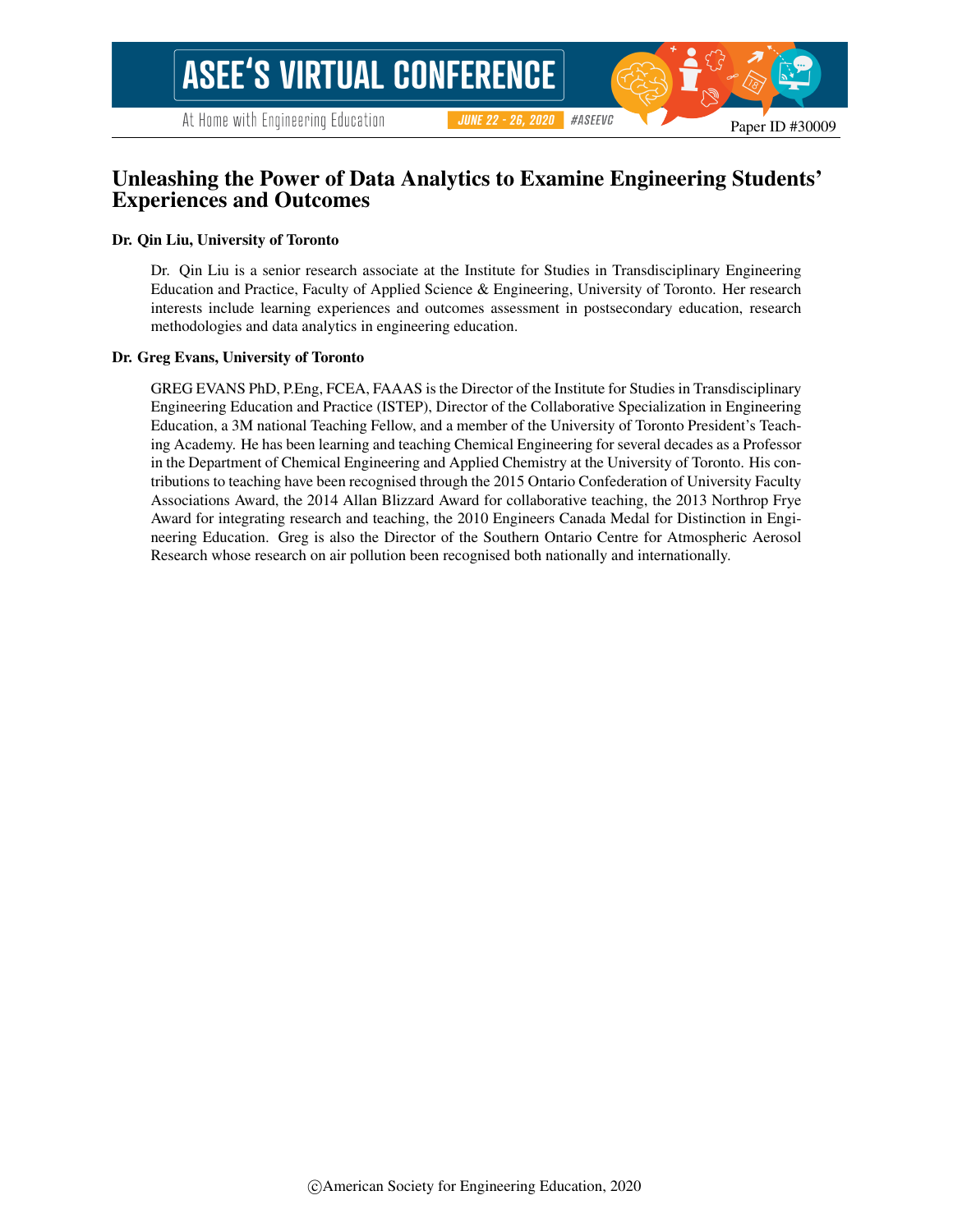# Unleashing the Power of Data Analytics to Examine Engineering Students' Experiences and Outcomes

**Dr. Qin Liu, University of Toronto**

Dr. Qin Liu is a senior research associate at the Institute for Studies in Transdisciplinary Engineering Education and Practice, Faculty of Applied Science & Engineering, University of Toronto. Her research interests include learning experiences and outcomes assessment in postsecondary education, research methodologies and data analytics in engineering education.

**Dr. Greg Evans, University of Toronto**

GREG EVANS PhD, P.Eng, FCEA, FAAAS is the Director of the Institute for Studies in Transdisciplinary Engineering Education and Practice (ISTEP), Director of the Collaborative Specialization in Engineering Education, a 3M national Teaching Fellow, and a member of the University of Toronto President's Teaching Academy. He has been learning and teaching Chemical Engineering for several decades as a Professor in the Department of Chemical Engineering and Applied Chemistry at the University of Toronto. His contributions to teaching have been recognised through the 2015 Ontario Confederation of University Faculty Associations Award, the 2014 Allan Blizzard Award for collaborative teaching, the 2013 Northrop Frye Award for integrating research and teaching, the 2010 Engineers Canada Medal for Distinction in Engineering Education. Greg is also the Director of the Southern Ontario Centre for Atmospheric Aerosol Research whose research on air pollution been recognised both nationally and internationally.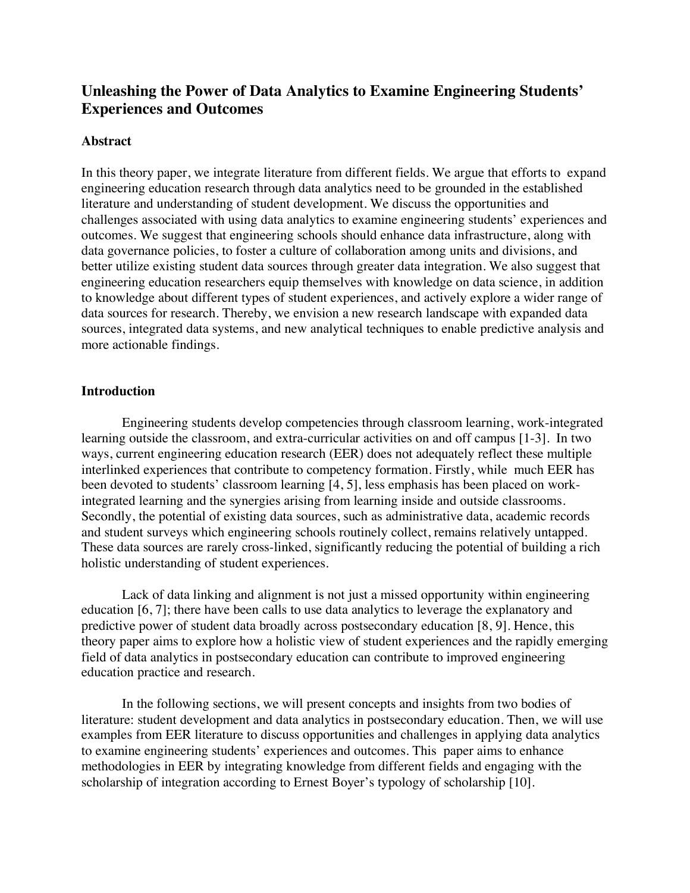# Unleashing the Power of Data Analytics to Examine Engineering Students' Experiences and Outcomes

## Abstract

In this theory paper, we integrate literature from different fields. We argue that efforts to expand engineering education research through data analytics need to be grounded in the established literature and understanding of student development. We discuss the opportunities and challenges associated with using data analytics to examine engineering students' experiences and outcomes. We suggest that engineering schools should enhance data infrastructure, along with data governance policies, to foster a culture of collaboration among units and divisions, and better utilize existing student data sources through greater data integration. We also suggest that engineering education researchers equip themselves with knowledge on data science, in addition to knowledge about different types of student experiences, and actively explore a wider range of data sources for research. Thereby, we envision a new research landscape with expanded data sources, integrated data systems, and new analytical techniques to enable predictive analysis and more actionable findings.

## Introduction

Engineering students develop competencies through classroom learning, work-integrated learning outside the classroom, and extra-curricular activities on and off campus [1-3]. In two ways, current engineering education research (EER) does not adequately reflect these multiple interlinked experiences that contribute to competency formation. Firstly, while much EER has been devoted to students' classroom learning [4, 5], less emphasis has been placed on work-integrated learning and the synergies arising from learning inside and outside classrooms. Secondly, the potential of existing data sources, such as administrative data, academic records and student surveys which engineering schools routinely collect, remains relatively untapped. These data sources are rarely cross-linked, significantly reducing the potential of building a rich holistic understanding of student experiences.

Lack of data linking and alignment is not just a missed opportunity within engineering education [6, 7]; there have been calls to use data analytics to leverage the explanatory and predictive power of student data broadly across postsecondary education [8, 9]. Hence, this theory paper aims to explore how a holistic view of student experiences and the rapidly emerging field of data analytics in postsecondary education can contribute to improved engineering education practice and research.

In the following sections, we will present concepts and insights from two bodies of literature: student development and data analytics in postsecondary education. Then, we will use examples from EER literature to discuss opportunities and challenges in applying data analytics to examine engineering students' experiences and outcomes. This paper aims to enhance methodologies in EER by integrating knowledge from different fields and engaging with the scholarship of integration according to Ernest Boyer's typology of scholarship [10].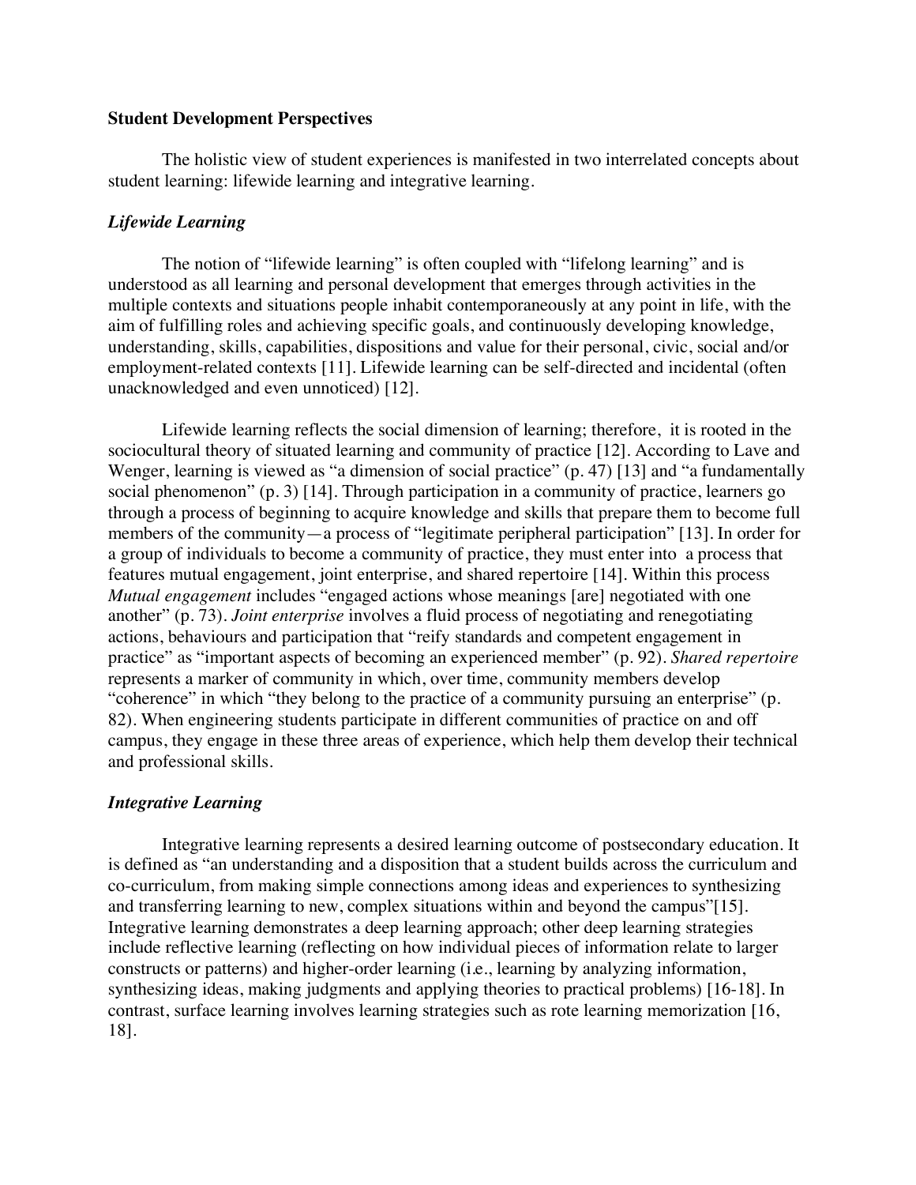**Student Development Perspectives**

The holistic view of student experiences is manifested in two interrelated concepts about student learning: lifewide learning and integrative learning.

***Lifewide Learning***

The notion of "lifewide learning" is often coupled with "lifelong learning" and is understood as all learning and personal development that emerges through activities in the multiple contexts and situations people inhabit contemporaneously at any point in life, with the aim of fulfilling roles and achieving specific goals, and continuously developing knowledge, understanding, skills, capabilities, dispositions and value for their personal, civic, social and/or employment-related contexts [11]. Lifewide learning can be self-directed and incidental (often unacknowledged and even unnoticed) [12].

Lifewide learning reflects the social dimension of learning; therefore, it is rooted in the sociocultural theory of situated learning and community of practice [12]. According to Lave and Wenger, learning is viewed as "a dimension of social practice" (p. 47) [13] and "a fundamentally social phenomenon" (p. 3) [14]. Through participation in a community of practice, learners go through a process of beginning to acquire knowledge and skills that prepare them to become full members of the community—a process of "legitimate peripheral participation" [13]. In order for a group of individuals to become a community of practice, they must enter into a process that features mutual engagement, joint enterprise, and shared repertoire [14]. Within this process *Mutual engagement* includes "engaged actions whose meanings [are] negotiated with one another" (p. 73). *Joint enterprise* involves a fluid process of negotiating and renegotiating actions, behaviours and participation that "reify standards and competent engagement in practice" as "important aspects of becoming an experienced member" (p. 92). *Shared repertoire* represents a marker of community in which, over time, community members develop "coherence" in which "they belong to the practice of a community pursuing an enterprise" (p. 82). When engineering students participate in different communities of practice on and off campus, they engage in these three areas of experience, which help them develop their technical and professional skills.

***Integrative Learning***

Integrative learning represents a desired learning outcome of postsecondary education. It is defined as "an understanding and a disposition that a student builds across the curriculum and co-curriculum, from making simple connections among ideas and experiences to synthesizing and transferring learning to new, complex situations within and beyond the campus"[15]. Integrative learning demonstrates a deep learning approach; other deep learning strategies include reflective learning (reflecting on how individual pieces of information relate to larger constructs or patterns) and higher-order learning (i.e., learning by analyzing information, synthesizing ideas, making judgments and applying theories to practical problems) [16-18]. In contrast, surface learning involves learning strategies such as rote learning memorization [16, 18].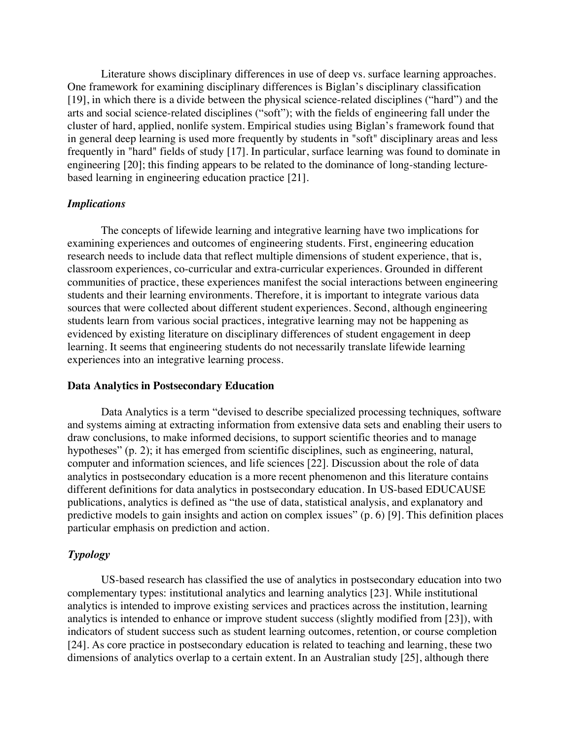Literature shows disciplinary differences in use of deep vs. surface learning approaches. One framework for examining disciplinary differences is Biglan's disciplinary classification [19], in which there is a divide between the physical science-related disciplines ("hard") and the arts and social science-related disciplines ("soft"); with the fields of engineering fall under the cluster of hard, applied, nonlife system. Empirical studies using Biglan's framework found that in general deep learning is used more frequently by students in "soft" disciplinary areas and less frequently in "hard" fields of study [17]. In particular, surface learning was found to dominate in engineering [20]; this finding appears to be related to the dominance of long-standing lecture-based learning in engineering education practice [21].

### *Implications*

The concepts of lifewide learning and integrative learning have two implications for examining experiences and outcomes of engineering students. First, engineering education research needs to include data that reflect multiple dimensions of student experience, that is, classroom experiences, co-curricular and extra-curricular experiences. Grounded in different communities of practice, these experiences manifest the social interactions between engineering students and their learning environments. Therefore, it is important to integrate various data sources that were collected about different student experiences. Second, although engineering students learn from various social practices, integrative learning may not be happening as evidenced by existing literature on disciplinary differences of student engagement in deep learning. It seems that engineering students do not necessarily translate lifewide learning experiences into an integrative learning process.

## Data Analytics in Postsecondary Education

Data Analytics is a term "devised to describe specialized processing techniques, software and systems aiming at extracting information from extensive data sets and enabling their users to draw conclusions, to make informed decisions, to support scientific theories and to manage hypotheses" (p. 2); it has emerged from scientific disciplines, such as engineering, natural, computer and information sciences, and life sciences [22]. Discussion about the role of data analytics in postsecondary education is a more recent phenomenon and this literature contains different definitions for data analytics in postsecondary education. In US-based EDUCAUSE publications, analytics is defined as "the use of data, statistical analysis, and explanatory and predictive models to gain insights and action on complex issues" (p. 6) [9]. This definition places particular emphasis on prediction and action.

### *Typology*

US-based research has classified the use of analytics in postsecondary education into two complementary types: institutional analytics and learning analytics [23]. While institutional analytics is intended to improve existing services and practices across the institution, learning analytics is intended to enhance or improve student success (slightly modified from [23]), with indicators of student success such as student learning outcomes, retention, or course completion [24]. As core practice in postsecondary education is related to teaching and learning, these two dimensions of analytics overlap to a certain extent. In an Australian study [25], although there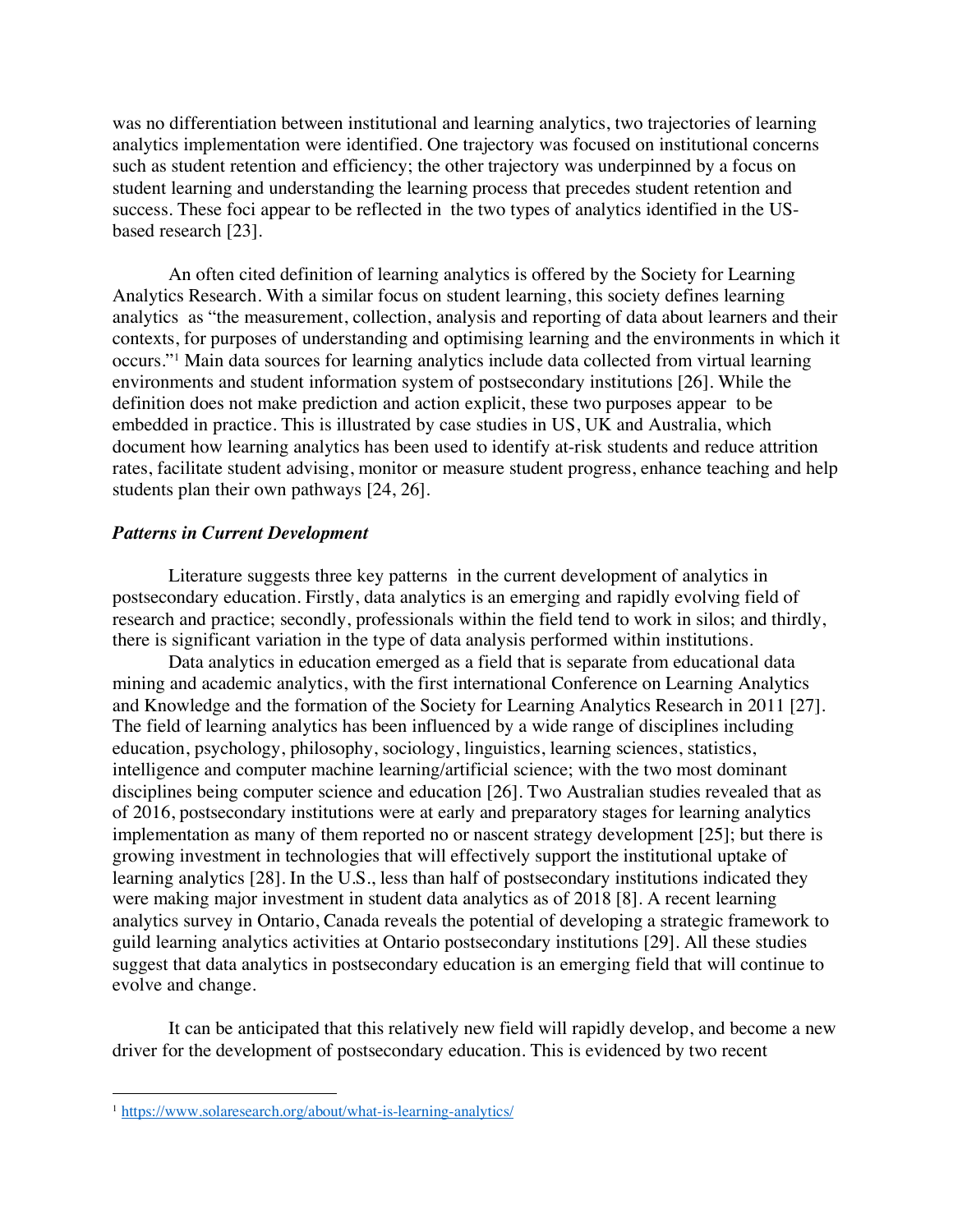was no differentiation between institutional and learning analytics, two trajectories of learning analytics implementation were identified. One trajectory was focused on institutional concerns such as student retention and efficiency; the other trajectory was underpinned by a focus on student learning and understanding the learning process that precedes student retention and success. These foci appear to be reflected in the two types of analytics identified in the US-based research [23].

An often cited definition of learning analytics is offered by the Society for Learning Analytics Research. With a similar focus on student learning, this society defines learning analytics as "the measurement, collection, analysis and reporting of data about learners and their contexts, for purposes of understanding and optimising learning and the environments in which it occurs."[1] Main data sources for learning analytics include data collected from virtual learning environments and student information system of postsecondary institutions [26]. While the definition does not make prediction and action explicit, these two purposes appear to be embedded in practice. This is illustrated by case studies in US, UK and Australia, which document how learning analytics has been used to identify at-risk students and reduce attrition rates, facilitate student advising, monitor or measure student progress, enhance teaching and help students plan their own pathways [24, 26].

### *Patterns in Current Development*

Literature suggests three key patterns in the current development of analytics in postsecondary education. Firstly, data analytics is an emerging and rapidly evolving field of research and practice; secondly, professionals within the field tend to work in silos; and thirdly, there is significant variation in the type of data analysis performed within institutions.

Data analytics in education emerged as a field that is separate from educational data mining and academic analytics, with the first international Conference on Learning Analytics and Knowledge and the formation of the Society for Learning Analytics Research in 2011 [27]. The field of learning analytics has been influenced by a wide range of disciplines including education, psychology, philosophy, sociology, linguistics, learning sciences, statistics, intelligence and computer machine learning/artificial science; with the two most dominant disciplines being computer science and education [26]. Two Australian studies revealed that as of 2016, postsecondary institutions were at early and preparatory stages for learning analytics implementation as many of them reported no or nascent strategy development [25]; but there is growing investment in technologies that will effectively support the institutional uptake of learning analytics [28]. In the U.S., less than half of postsecondary institutions indicated they were making major investment in student data analytics as of 2018 [8]. A recent learning analytics survey in Ontario, Canada reveals the potential of developing a strategic framework to guild learning analytics activities at Ontario postsecondary institutions [29]. All these studies suggest that data analytics in postsecondary education is an emerging field that will continue to evolve and change.

It can be anticipated that this relatively new field will rapidly develop, and become a new driver for the development of postsecondary education. This is evidenced by two recent

[1] https://www.solaresearch.org/about/what-is-learning-analytics/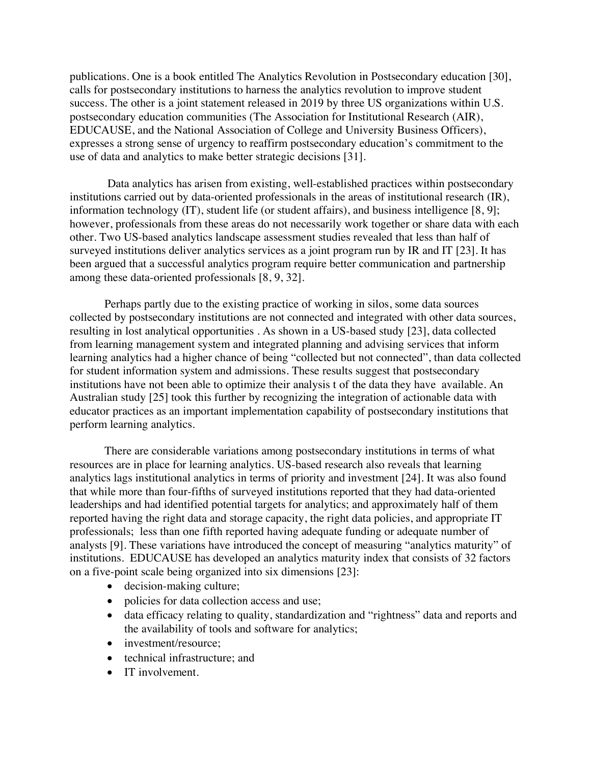publications. One is a book entitled The Analytics Revolution in Postsecondary education [30], calls for postsecondary institutions to harness the analytics revolution to improve student success. The other is a joint statement released in 2019 by three US organizations within U.S. postsecondary education communities (The Association for Institutional Research (AIR), EDUCAUSE, and the National Association of College and University Business Officers), expresses a strong sense of urgency to reaffirm postsecondary education's commitment to the use of data and analytics to make better strategic decisions [31].

Data analytics has arisen from existing, well-established practices within postsecondary institutions carried out by data-oriented professionals in the areas of institutional research (IR), information technology (IT), student life (or student affairs), and business intelligence [8, 9]; however, professionals from these areas do not necessarily work together or share data with each other. Two US-based analytics landscape assessment studies revealed that less than half of surveyed institutions deliver analytics services as a joint program run by IR and IT [23]. It has been argued that a successful analytics program require better communication and partnership among these data-oriented professionals [8, 9, 32].

Perhaps partly due to the existing practice of working in silos, some data sources collected by postsecondary institutions are not connected and integrated with other data sources, resulting in lost analytical opportunities . As shown in a US-based study [23], data collected from learning management system and integrated planning and advising services that inform learning analytics had a higher chance of being "collected but not connected", than data collected for student information system and admissions. These results suggest that postsecondary institutions have not been able to optimize their analysis t of the data they have available. An Australian study [25] took this further by recognizing the integration of actionable data with educator practices as an important implementation capability of postsecondary institutions that perform learning analytics.

There are considerable variations among postsecondary institutions in terms of what resources are in place for learning analytics. US-based research also reveals that learning analytics lags institutional analytics in terms of priority and investment [24]. It was also found that while more than four-fifths of surveyed institutions reported that they had data-oriented leaderships and had identified potential targets for analytics; and approximately half of them reported having the right data and storage capacity, the right data policies, and appropriate IT professionals; less than one fifth reported having adequate funding or adequate number of analysts [9]. These variations have introduced the concept of measuring "analytics maturity" of institutions. EDUCAUSE has developed an analytics maturity index that consists of 32 factors on a five-point scale being organized into six dimensions [23]:

- decision-making culture;
- policies for data collection access and use;
- data efficacy relating to quality, standardization and "rightness" data and reports and the availability of tools and software for analytics;
- investment/resource;
- technical infrastructure; and
- IT involvement.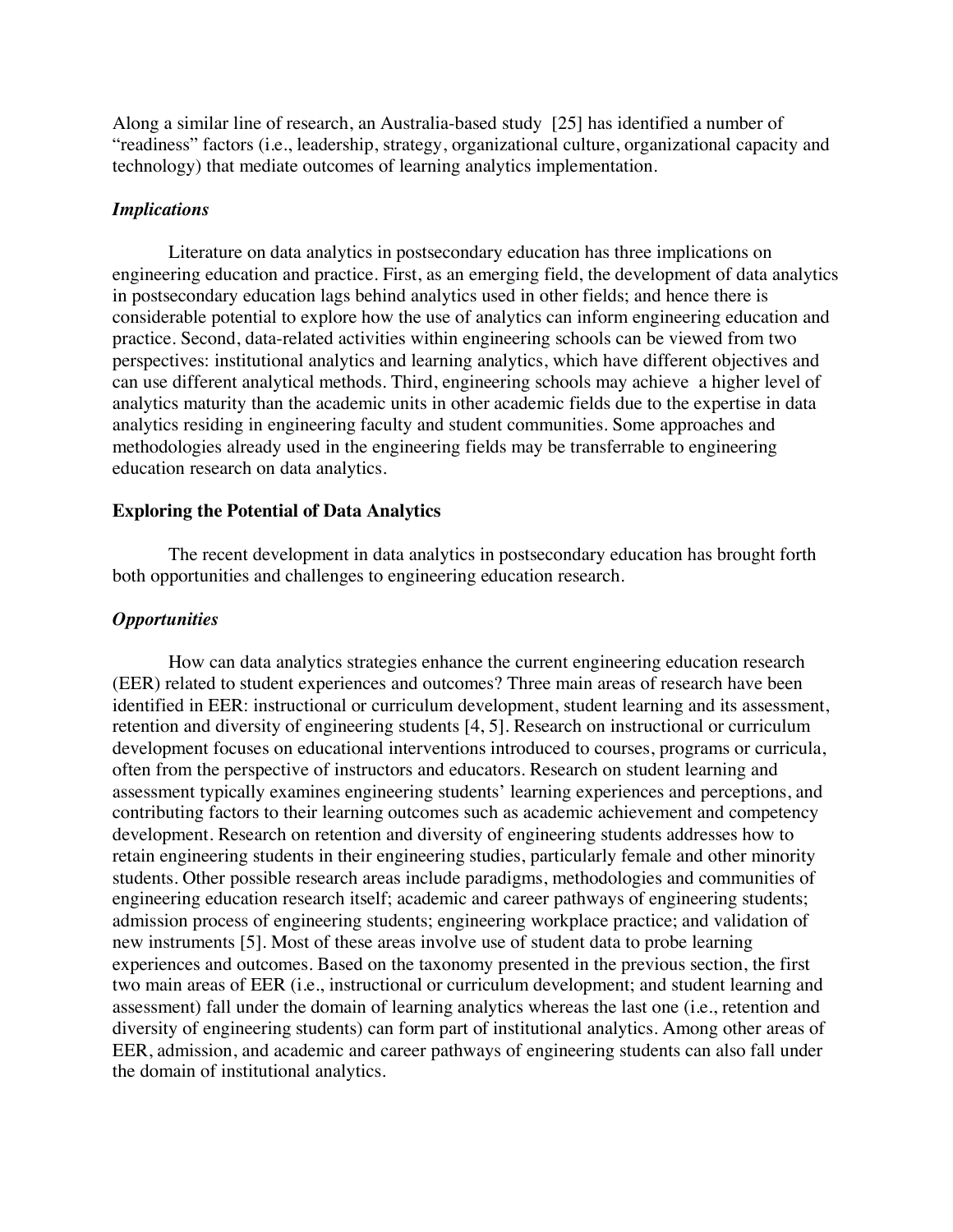Along a similar line of research, an Australia-based study [25] has identified a number of "readiness" factors (i.e., leadership, strategy, organizational culture, organizational capacity and technology) that mediate outcomes of learning analytics implementation.

### *Implications*

Literature on data analytics in postsecondary education has three implications on engineering education and practice. First, as an emerging field, the development of data analytics in postsecondary education lags behind analytics used in other fields; and hence there is considerable potential to explore how the use of analytics can inform engineering education and practice. Second, data-related activities within engineering schools can be viewed from two perspectives: institutional analytics and learning analytics, which have different objectives and can use different analytical methods. Third, engineering schools may achieve a higher level of analytics maturity than the academic units in other academic fields due to the expertise in data analytics residing in engineering faculty and student communities. Some approaches and methodologies already used in the engineering fields may be transferrable to engineering education research on data analytics.

## Exploring the Potential of Data Analytics

The recent development in data analytics in postsecondary education has brought forth both opportunities and challenges to engineering education research.

### *Opportunities*

How can data analytics strategies enhance the current engineering education research (EER) related to student experiences and outcomes? Three main areas of research have been identified in EER: instructional or curriculum development, student learning and its assessment, retention and diversity of engineering students [4, 5]. Research on instructional or curriculum development focuses on educational interventions introduced to courses, programs or curricula, often from the perspective of instructors and educators. Research on student learning and assessment typically examines engineering students' learning experiences and perceptions, and contributing factors to their learning outcomes such as academic achievement and competency development. Research on retention and diversity of engineering students addresses how to retain engineering students in their engineering studies, particularly female and other minority students. Other possible research areas include paradigms, methodologies and communities of engineering education research itself; academic and career pathways of engineering students; admission process of engineering students; engineering workplace practice; and validation of new instruments [5]. Most of these areas involve use of student data to probe learning experiences and outcomes. Based on the taxonomy presented in the previous section, the first two main areas of EER (i.e., instructional or curriculum development; and student learning and assessment) fall under the domain of learning analytics whereas the last one (i.e., retention and diversity of engineering students) can form part of institutional analytics. Among other areas of EER, admission, and academic and career pathways of engineering students can also fall under the domain of institutional analytics.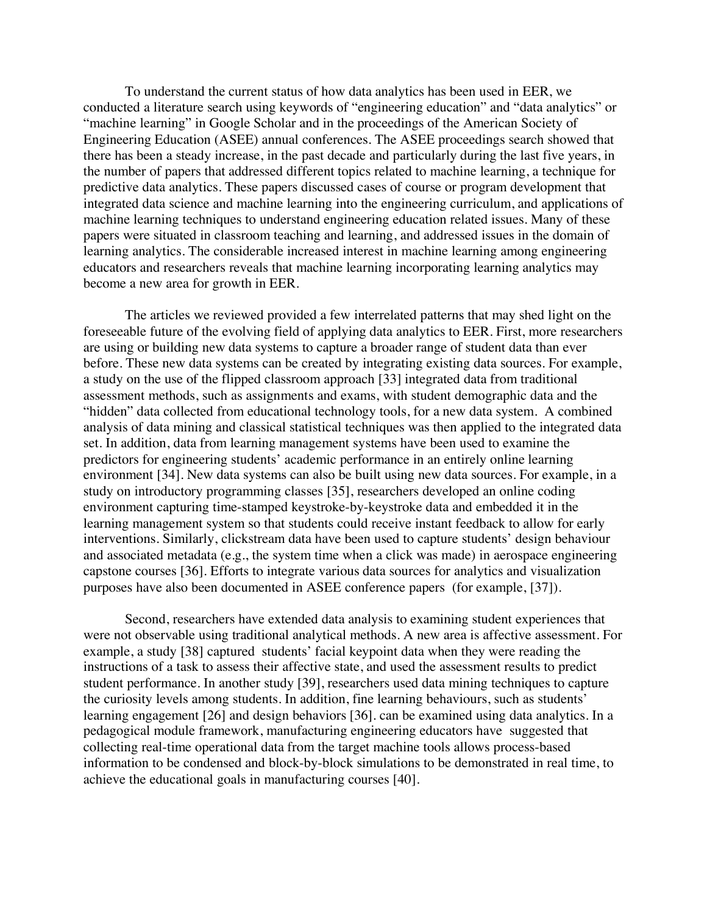To understand the current status of how data analytics has been used in EER, we conducted a literature search using keywords of "engineering education" and "data analytics" or "machine learning" in Google Scholar and in the proceedings of the American Society of Engineering Education (ASEE) annual conferences. The ASEE proceedings search showed that there has been a steady increase, in the past decade and particularly during the last five years, in the number of papers that addressed different topics related to machine learning, a technique for predictive data analytics. These papers discussed cases of course or program development that integrated data science and machine learning into the engineering curriculum, and applications of machine learning techniques to understand engineering education related issues. Many of these papers were situated in classroom teaching and learning, and addressed issues in the domain of learning analytics. The considerable increased interest in machine learning among engineering educators and researchers reveals that machine learning incorporating learning analytics may become a new area for growth in EER.

The articles we reviewed provided a few interrelated patterns that may shed light on the foreseeable future of the evolving field of applying data analytics to EER. First, more researchers are using or building new data systems to capture a broader range of student data than ever before. These new data systems can be created by integrating existing data sources. For example, a study on the use of the flipped classroom approach [33] integrated data from traditional assessment methods, such as assignments and exams, with student demographic data and the "hidden" data collected from educational technology tools, for a new data system. A combined analysis of data mining and classical statistical techniques was then applied to the integrated data set. In addition, data from learning management systems have been used to examine the predictors for engineering students' academic performance in an entirely online learning environment [34]. New data systems can also be built using new data sources. For example, in a study on introductory programming classes [35], researchers developed an online coding environment capturing time-stamped keystroke-by-keystroke data and embedded it in the learning management system so that students could receive instant feedback to allow for early interventions. Similarly, clickstream data have been used to capture students' design behaviour and associated metadata (e.g., the system time when a click was made) in aerospace engineering capstone courses [36]. Efforts to integrate various data sources for analytics and visualization purposes have also been documented in ASEE conference papers (for example, [37]).

Second, researchers have extended data analysis to examining student experiences that were not observable using traditional analytical methods. A new area is affective assessment. For example, a study [38] captured students' facial keypoint data when they were reading the instructions of a task to assess their affective state, and used the assessment results to predict student performance. In another study [39], researchers used data mining techniques to capture the curiosity levels among students. In addition, fine learning behaviours, such as students' learning engagement [26] and design behaviors [36]. can be examined using data analytics. In a pedagogical module framework, manufacturing engineering educators have suggested that collecting real-time operational data from the target machine tools allows process-based information to be condensed and block-by-block simulations to be demonstrated in real time, to achieve the educational goals in manufacturing courses [40].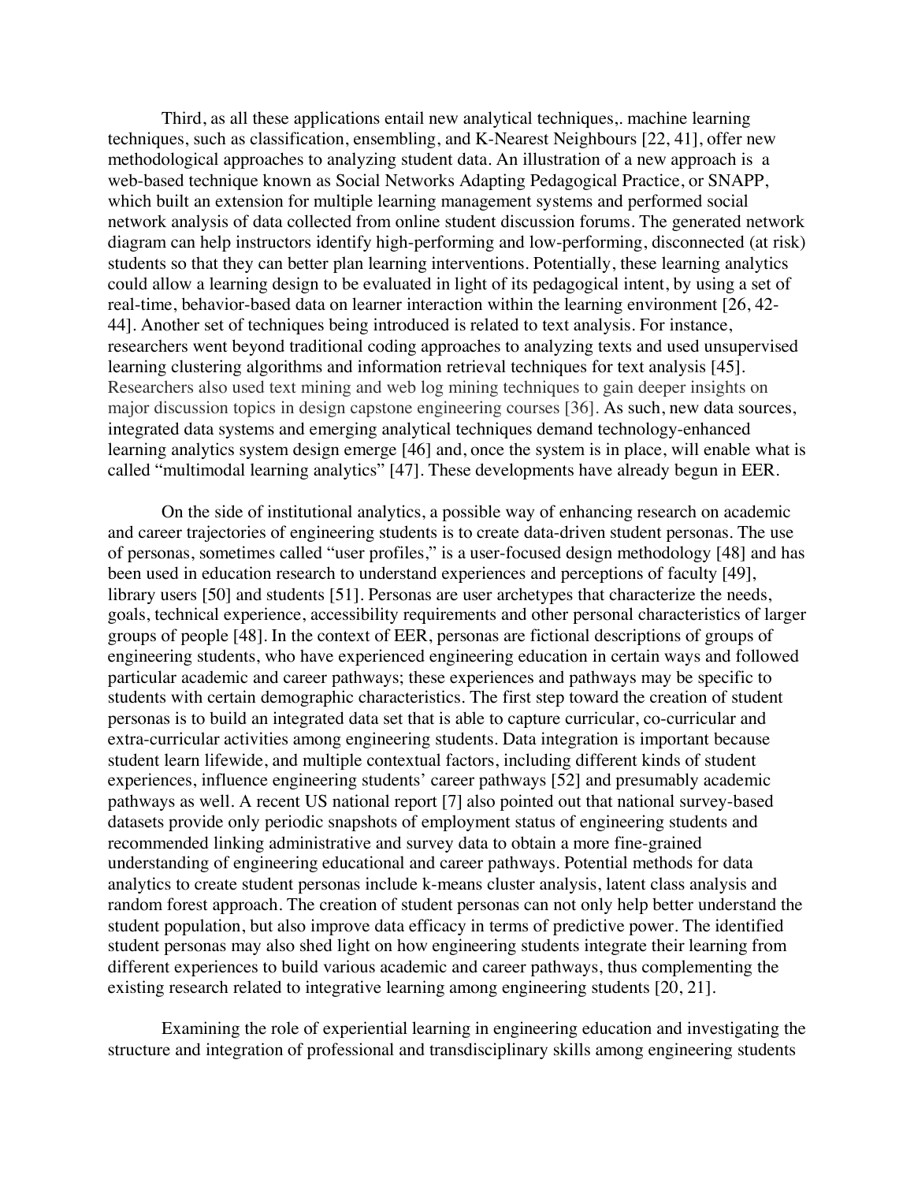Third, as all these applications entail new analytical techniques,. machine learning techniques, such as classification, ensembling, and K-Nearest Neighbours [22, 41], offer new methodological approaches to analyzing student data. An illustration of a new approach is a web-based technique known as Social Networks Adapting Pedagogical Practice, or SNAPP, which built an extension for multiple learning management systems and performed social network analysis of data collected from online student discussion forums. The generated network diagram can help instructors identify high-performing and low-performing, disconnected (at risk) students so that they can better plan learning interventions. Potentially, these learning analytics could allow a learning design to be evaluated in light of its pedagogical intent, by using a set of real-time, behavior-based data on learner interaction within the learning environment [26, 42-44]. Another set of techniques being introduced is related to text analysis. For instance, researchers went beyond traditional coding approaches to analyzing texts and used unsupervised learning clustering algorithms and information retrieval techniques for text analysis [45]. Researchers also used text mining and web log mining techniques to gain deeper insights on major discussion topics in design capstone engineering courses [36]. As such, new data sources, integrated data systems and emerging analytical techniques demand technology-enhanced learning analytics system design emerge [46] and, once the system is in place, will enable what is called "multimodal learning analytics" [47]. These developments have already begun in EER.

On the side of institutional analytics, a possible way of enhancing research on academic and career trajectories of engineering students is to create data-driven student personas. The use of personas, sometimes called "user profiles," is a user-focused design methodology [48] and has been used in education research to understand experiences and perceptions of faculty [49], library users [50] and students [51]. Personas are user archetypes that characterize the needs, goals, technical experience, accessibility requirements and other personal characteristics of larger groups of people [48]. In the context of EER, personas are fictional descriptions of groups of engineering students, who have experienced engineering education in certain ways and followed particular academic and career pathways; these experiences and pathways may be specific to students with certain demographic characteristics. The first step toward the creation of student personas is to build an integrated data set that is able to capture curricular, co-curricular and extra-curricular activities among engineering students. Data integration is important because student learn lifewide, and multiple contextual factors, including different kinds of student experiences, influence engineering students' career pathways [52] and presumably academic pathways as well. A recent US national report [7] also pointed out that national survey-based datasets provide only periodic snapshots of employment status of engineering students and recommended linking administrative and survey data to obtain a more fine-grained understanding of engineering educational and career pathways. Potential methods for data analytics to create student personas include k-means cluster analysis, latent class analysis and random forest approach. The creation of student personas can not only help better understand the student population, but also improve data efficacy in terms of predictive power. The identified student personas may also shed light on how engineering students integrate their learning from different experiences to build various academic and career pathways, thus complementing the existing research related to integrative learning among engineering students [20, 21].

Examining the role of experiential learning in engineering education and investigating the structure and integration of professional and transdisciplinary skills among engineering students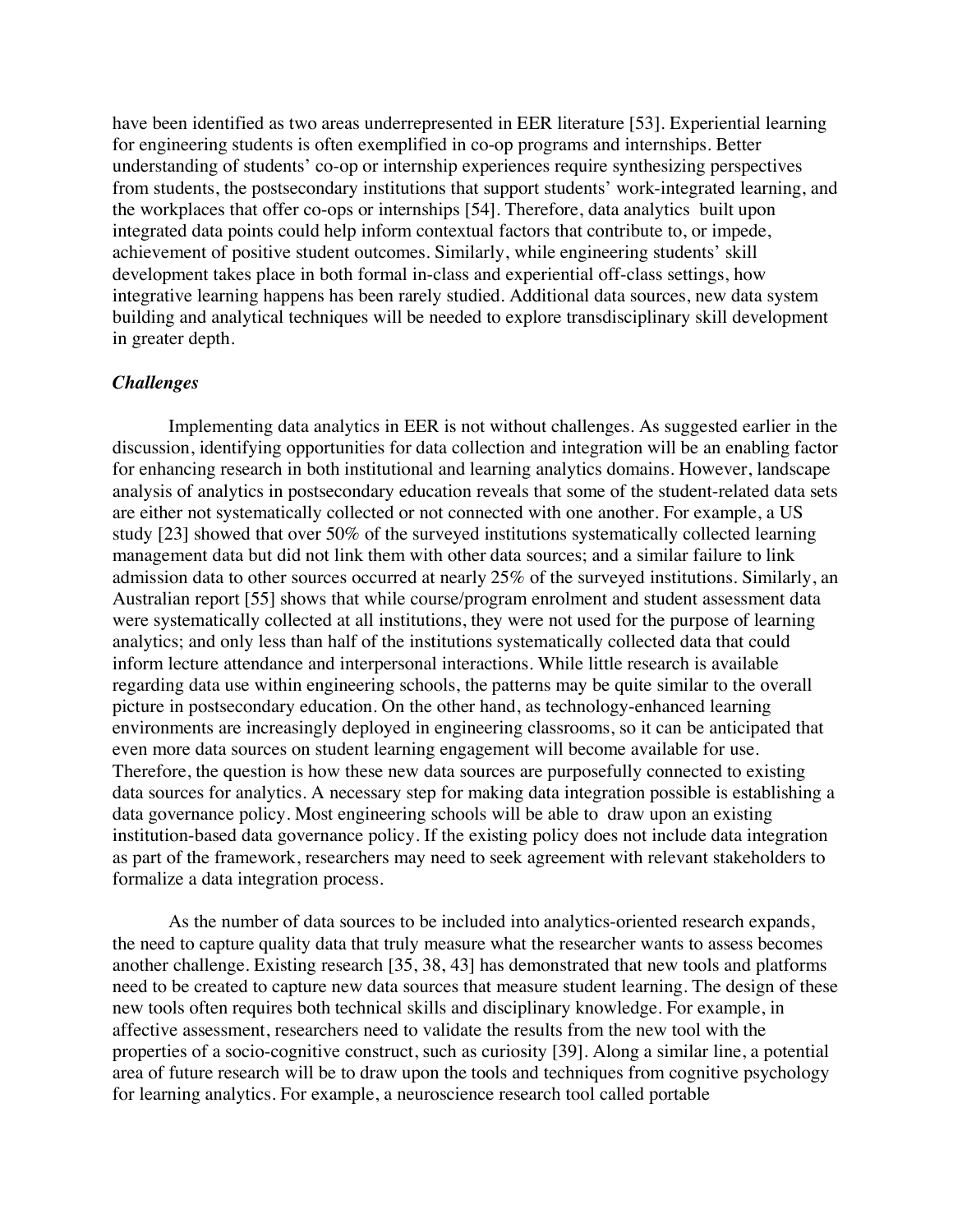have been identified as two areas underrepresented in EER literature [53]. Experiential learning for engineering students is often exemplified in co-op programs and internships. Better understanding of students' co-op or internship experiences require synthesizing perspectives from students, the postsecondary institutions that support students' work-integrated learning, and the workplaces that offer co-ops or internships [54]. Therefore, data analytics built upon integrated data points could help inform contextual factors that contribute to, or impede, achievement of positive student outcomes. Similarly, while engineering students' skill development takes place in both formal in-class and experiential off-class settings, how integrative learning happens has been rarely studied. Additional data sources, new data system building and analytical techniques will be needed to explore transdisciplinary skill development in greater depth.

### *Challenges*

Implementing data analytics in EER is not without challenges. As suggested earlier in the discussion, identifying opportunities for data collection and integration will be an enabling factor for enhancing research in both institutional and learning analytics domains. However, landscape analysis of analytics in postsecondary education reveals that some of the student-related data sets are either not systematically collected or not connected with one another. For example, a US study [23] showed that over 50% of the surveyed institutions systematically collected learning management data but did not link them with other data sources; and a similar failure to link admission data to other sources occurred at nearly 25% of the surveyed institutions. Similarly, an Australian report [55] shows that while course/program enrolment and student assessment data were systematically collected at all institutions, they were not used for the purpose of learning analytics; and only less than half of the institutions systematically collected data that could inform lecture attendance and interpersonal interactions. While little research is available regarding data use within engineering schools, the patterns may be quite similar to the overall picture in postsecondary education. On the other hand, as technology-enhanced learning environments are increasingly deployed in engineering classrooms, so it can be anticipated that even more data sources on student learning engagement will become available for use. Therefore, the question is how these new data sources are purposefully connected to existing data sources for analytics. A necessary step for making data integration possible is establishing a data governance policy. Most engineering schools will be able to draw upon an existing institution-based data governance policy. If the existing policy does not include data integration as part of the framework, researchers may need to seek agreement with relevant stakeholders to formalize a data integration process.

As the number of data sources to be included into analytics-oriented research expands, the need to capture quality data that truly measure what the researcher wants to assess becomes another challenge. Existing research [35, 38, 43] has demonstrated that new tools and platforms need to be created to capture new data sources that measure student learning. The design of these new tools often requires both technical skills and disciplinary knowledge. For example, in affective assessment, researchers need to validate the results from the new tool with the properties of a socio-cognitive construct, such as curiosity [39]. Along a similar line, a potential area of future research will be to draw upon the tools and techniques from cognitive psychology for learning analytics. For example, a neuroscience research tool called portable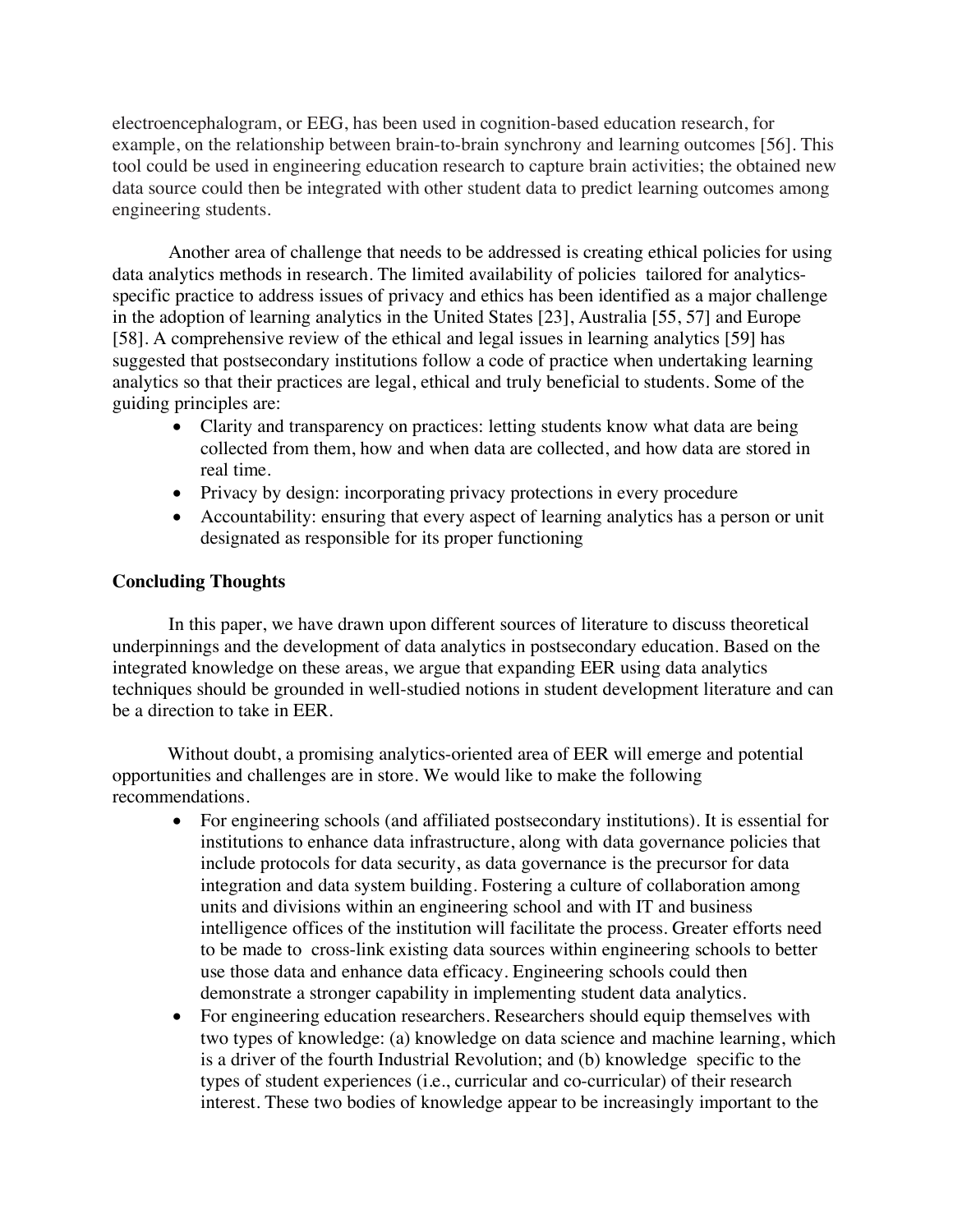electroencephalogram, or EEG, has been used in cognition-based education research, for example, on the relationship between brain-to-brain synchrony and learning outcomes [56]. This tool could be used in engineering education research to capture brain activities; the obtained new data source could then be integrated with other student data to predict learning outcomes among engineering students.

Another area of challenge that needs to be addressed is creating ethical policies for using data analytics methods in research. The limited availability of policies tailored for analytics-specific practice to address issues of privacy and ethics has been identified as a major challenge in the adoption of learning analytics in the United States [23], Australia [55, 57] and Europe [58]. A comprehensive review of the ethical and legal issues in learning analytics [59] has suggested that postsecondary institutions follow a code of practice when undertaking learning analytics so that their practices are legal, ethical and truly beneficial to students. Some of the guiding principles are:

- Clarity and transparency on practices: letting students know what data are being collected from them, how and when data are collected, and how data are stored in real time.
- Privacy by design: incorporating privacy protections in every procedure
- Accountability: ensuring that every aspect of learning analytics has a person or unit designated as responsible for its proper functioning

## Concluding Thoughts

In this paper, we have drawn upon different sources of literature to discuss theoretical underpinnings and the development of data analytics in postsecondary education. Based on the integrated knowledge on these areas, we argue that expanding EER using data analytics techniques should be grounded in well-studied notions in student development literature and can be a direction to take in EER.

Without doubt, a promising analytics-oriented area of EER will emerge and potential opportunities and challenges are in store. We would like to make the following recommendations.

- For engineering schools (and affiliated postsecondary institutions). It is essential for institutions to enhance data infrastructure, along with data governance policies that include protocols for data security, as data governance is the precursor for data integration and data system building. Fostering a culture of collaboration among units and divisions within an engineering school and with IT and business intelligence offices of the institution will facilitate the process. Greater efforts need to be made to cross-link existing data sources within engineering schools to better use those data and enhance data efficacy. Engineering schools could then demonstrate a stronger capability in implementing student data analytics.
- For engineering education researchers. Researchers should equip themselves with two types of knowledge: (a) knowledge on data science and machine learning, which is a driver of the fourth Industrial Revolution; and (b) knowledge specific to the types of student experiences (i.e., curricular and co-curricular) of their research interest. These two bodies of knowledge appear to be increasingly important to the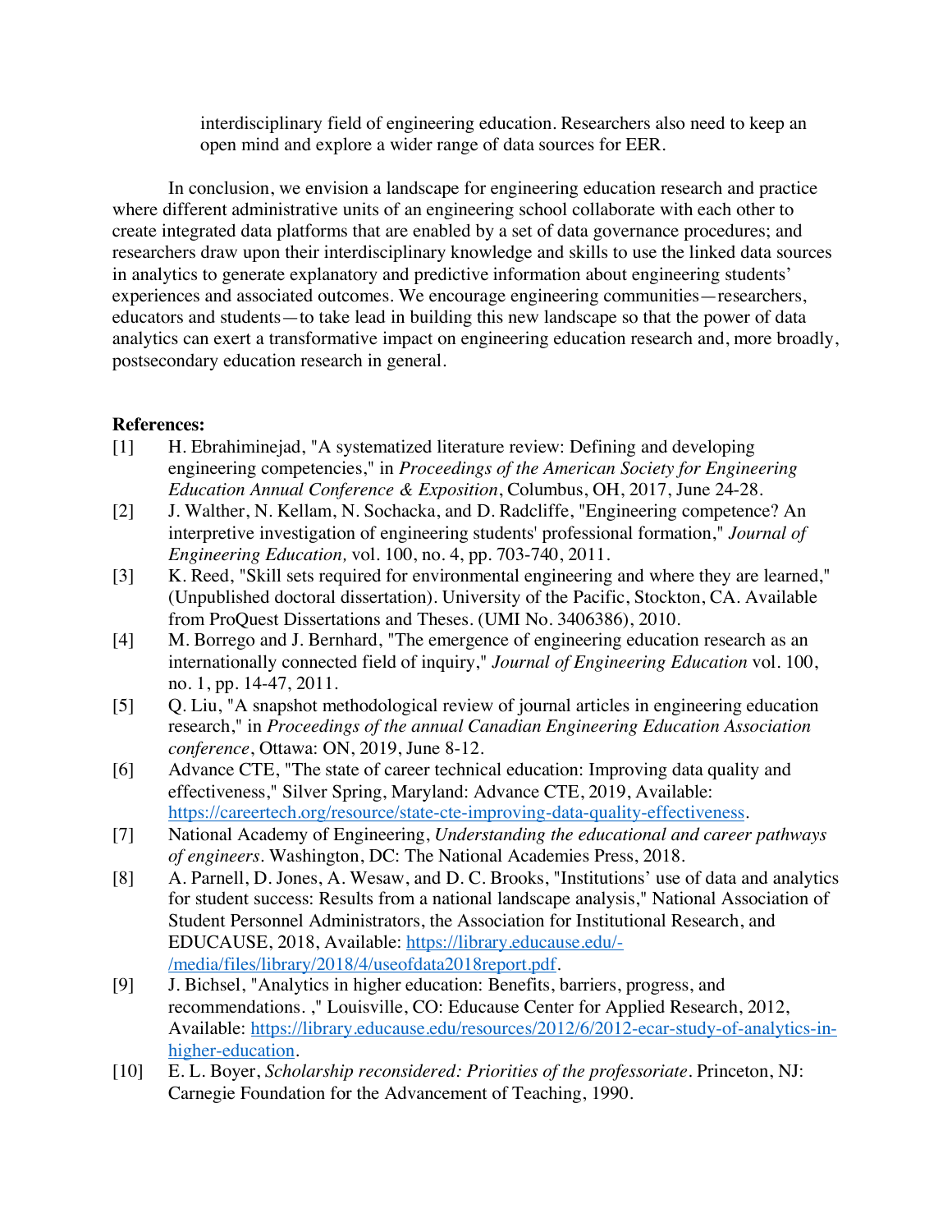interdisciplinary field of engineering education. Researchers also need to keep an open mind and explore a wider range of data sources for EER.

In conclusion, we envision a landscape for engineering education research and practice where different administrative units of an engineering school collaborate with each other to create integrated data platforms that are enabled by a set of data governance procedures; and researchers draw upon their interdisciplinary knowledge and skills to use the linked data sources in analytics to generate explanatory and predictive information about engineering students' experiences and associated outcomes. We encourage engineering communities—researchers, educators and students—to take lead in building this new landscape so that the power of data analytics can exert a transformative impact on engineering education research and, more broadly, postsecondary education research in general.

**References:**

[1] H. Ebrahiminejad, "A systematized literature review: Defining and developing engineering competencies," in *Proceedings of the American Society for Engineering Education Annual Conference & Exposition*, Columbus, OH, 2017, June 24-28.

[2] J. Walther, N. Kellam, N. Sochacka, and D. Radcliffe, "Engineering competence? An interpretive investigation of engineering students' professional formation," *Journal of Engineering Education,* vol. 100, no. 4, pp. 703-740, 2011.

[3] K. Reed, "Skill sets required for environmental engineering and where they are learned," (Unpublished doctoral dissertation). University of the Pacific, Stockton, CA. Available from ProQuest Dissertations and Theses. (UMI No. 3406386), 2010.

[4] M. Borrego and J. Bernhard, "The emergence of engineering education research as an internationally connected field of inquiry," *Journal of Engineering Education* vol. 100, no. 1, pp. 14-47, 2011.

[5] Q. Liu, "A snapshot methodological review of journal articles in engineering education research," in *Proceedings of the annual Canadian Engineering Education Association conference*, Ottawa: ON, 2019, June 8-12.

[6] Advance CTE, "The state of career technical education: Improving data quality and effectiveness," Silver Spring, Maryland: Advance CTE, 2019, Available: https://careertech.org/resource/state-cte-improving-data-quality-effectiveness.

[7] National Academy of Engineering, *Understanding the educational and career pathways of engineers*. Washington, DC: The National Academies Press, 2018.

[8] A. Parnell, D. Jones, A. Wesaw, and D. C. Brooks, "Institutions' use of data and analytics for student success: Results from a national landscape analysis," National Association of Student Personnel Administrators, the Association for Institutional Research, and EDUCAUSE, 2018, Available: https://library.educause.edu/-/media/files/library/2018/4/useofdata2018report.pdf.

[9] J. Bichsel, "Analytics in higher education: Benefits, barriers, progress, and recommendations. ," Louisville, CO: Educause Center for Applied Research, 2012, Available: https://library.educause.edu/resources/2012/6/2012-ecar-study-of-analytics-in-higher-education.

[10] E. L. Boyer, *Scholarship reconsidered: Priorities of the professoriate*. Princeton, NJ: Carnegie Foundation for the Advancement of Teaching, 1990.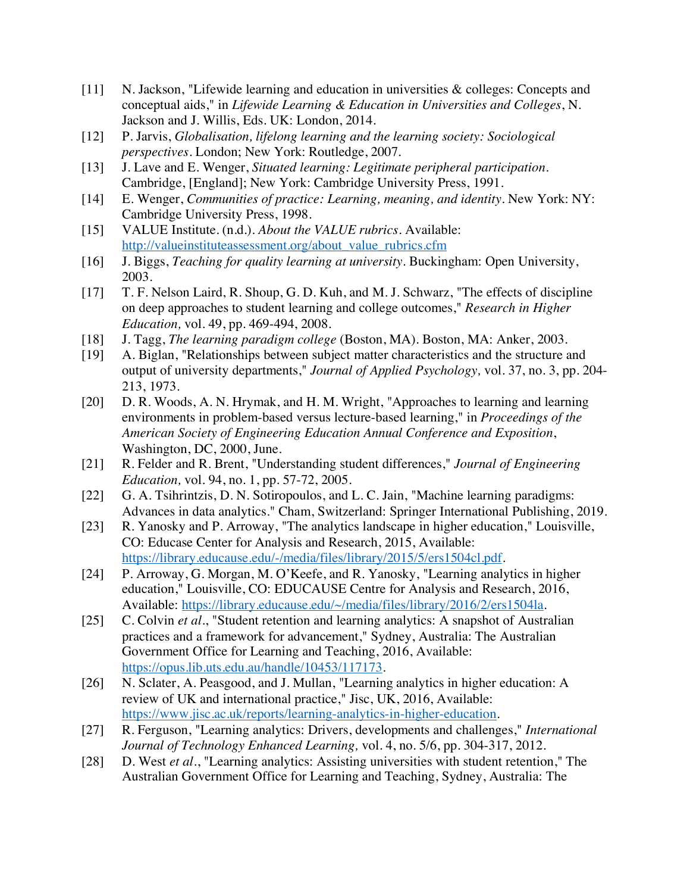[11] N. Jackson, "Lifewide learning and education in universities & colleges: Concepts and conceptual aids," in *Lifewide Learning & Education in Universities and Colleges*, N. Jackson and J. Willis, Eds. UK: London, 2014.

[12] P. Jarvis, *Globalisation, lifelong learning and the learning society: Sociological perspectives*. London; New York: Routledge, 2007.

[13] J. Lave and E. Wenger, *Situated learning: Legitimate peripheral participation*. Cambridge, [England]; New York: Cambridge University Press, 1991.

[14] E. Wenger, *Communities of practice: Learning, meaning, and identity*. New York: NY: Cambridge University Press, 1998.

[15] VALUE Institute. (n.d.). *About the VALUE rubrics*. Available: http://valueinstituteassessment.org/about_value_rubrics.cfm

[16] J. Biggs, *Teaching for quality learning at university*. Buckingham: Open University, 2003.

[17] T. F. Nelson Laird, R. Shoup, G. D. Kuh, and M. J. Schwarz, "The effects of discipline on deep approaches to student learning and college outcomes," *Research in Higher Education,* vol. 49, pp. 469-494, 2008.

[18] J. Tagg, *The learning paradigm college* (Boston, MA). Boston, MA: Anker, 2003.

[19] A. Biglan, "Relationships between subject matter characteristics and the structure and output of university departments," *Journal of Applied Psychology,* vol. 37, no. 3, pp. 204-213, 1973.

[20] D. R. Woods, A. N. Hrymak, and H. M. Wright, "Approaches to learning and learning environments in problem-based versus lecture-based learning," in *Proceedings of the American Society of Engineering Education Annual Conference and Exposition*, Washington, DC, 2000, June.

[21] R. Felder and R. Brent, "Understanding student differences," *Journal of Engineering Education,* vol. 94, no. 1, pp. 57-72, 2005.

[22] G. A. Tsihrintzis, D. N. Sotiropoulos, and L. C. Jain, "Machine learning paradigms: Advances in data analytics." Cham, Switzerland: Springer International Publishing, 2019.

[23] R. Yanosky and P. Arroway, "The analytics landscape in higher education," Louisville, CO: Educase Center for Analysis and Research, 2015, Available: https://library.educause.edu/-/media/files/library/2015/5/ers1504cl.pdf.

[24] P. Arroway, G. Morgan, M. O'Keefe, and R. Yanosky, "Learning analytics in higher education," Louisville, CO: EDUCAUSE Centre for Analysis and Research, 2016, Available: https://library.educause.edu/~/media/files/library/2016/2/ers1504la.

[25] C. Colvin *et al*., "Student retention and learning analytics: A snapshot of Australian practices and a framework for advancement," Sydney, Australia: The Australian Government Office for Learning and Teaching, 2016, Available: https://opus.lib.uts.edu.au/handle/10453/117173.

[26] N. Sclater, A. Peasgood, and J. Mullan, "Learning analytics in higher education: A review of UK and international practice," Jisc, UK, 2016, Available: https://www.jisc.ac.uk/reports/learning-analytics-in-higher-education.

[27] R. Ferguson, "Learning analytics: Drivers, developments and challenges," *International Journal of Technology Enhanced Learning,* vol. 4, no. 5/6, pp. 304-317, 2012.

[28] D. West *et al*., "Learning analytics: Assisting universities with student retention," The Australian Government Office for Learning and Teaching, Sydney, Australia: The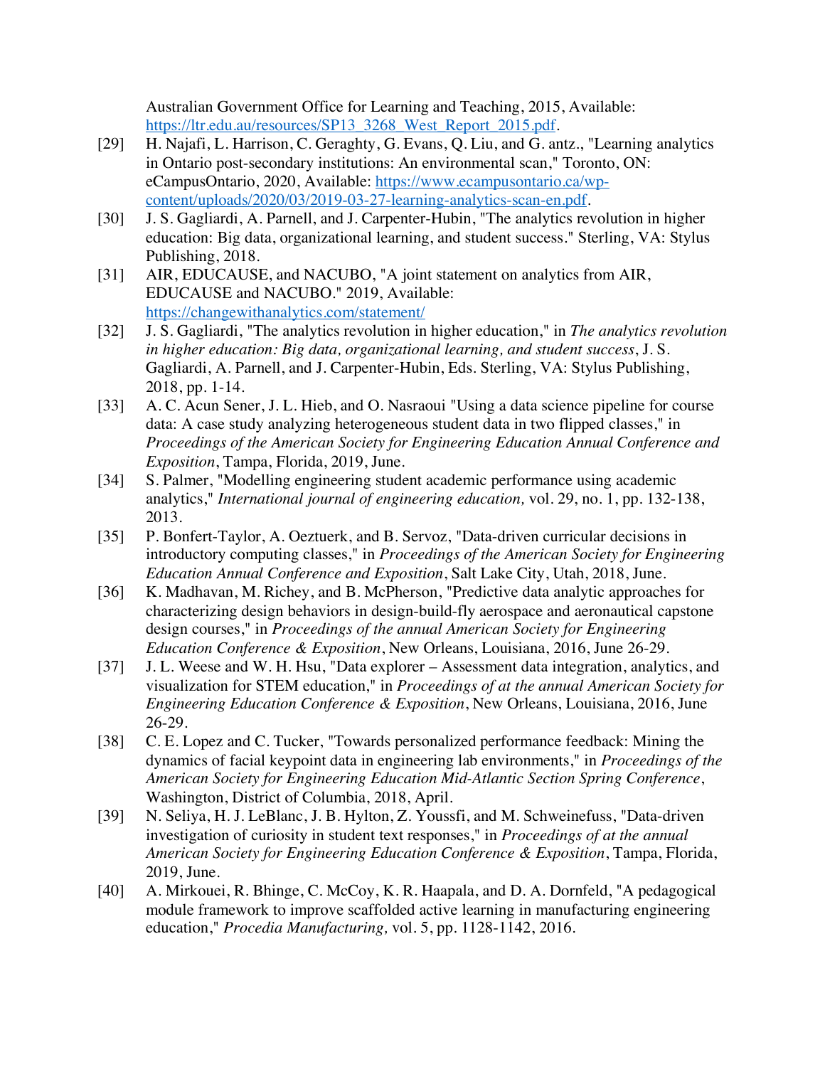Australian Government Office for Learning and Teaching, 2015, Available: https://ltr.edu.au/resources/SP13_3268_West_Report_2015.pdf.

[29] H. Najafi, L. Harrison, C. Geraghty, G. Evans, Q. Liu, and G. antz., "Learning analytics in Ontario post-secondary institutions: An environmental scan," Toronto, ON: eCampusOntario, 2020, Available: https://www.ecampusontario.ca/wp-content/uploads/2020/03/2019-03-27-learning-analytics-scan-en.pdf.

[30] J. S. Gagliardi, A. Parnell, and J. Carpenter-Hubin, "The analytics revolution in higher education: Big data, organizational learning, and student success." Sterling, VA: Stylus Publishing, 2018.

[31] AIR, EDUCAUSE, and NACUBO, "A joint statement on analytics from AIR, EDUCAUSE and NACUBO." 2019, Available: https://changewithanalytics.com/statement/

[32] J. S. Gagliardi, "The analytics revolution in higher education," in *The analytics revolution in higher education: Big data, organizational learning, and student success*, J. S. Gagliardi, A. Parnell, and J. Carpenter-Hubin, Eds. Sterling, VA: Stylus Publishing, 2018, pp. 1-14.

[33] A. C. Acun Sener, J. L. Hieb, and O. Nasraoui "Using a data science pipeline for course data: A case study analyzing heterogeneous student data in two flipped classes," in *Proceedings of the American Society for Engineering Education Annual Conference and Exposition*, Tampa, Florida, 2019, June.

[34] S. Palmer, "Modelling engineering student academic performance using academic analytics," *International journal of engineering education,* vol. 29, no. 1, pp. 132-138, 2013.

[35] P. Bonfert-Taylor, A. Oeztuerk, and B. Servoz, "Data-driven curricular decisions in introductory computing classes," in *Proceedings of the American Society for Engineering Education Annual Conference and Exposition*, Salt Lake City, Utah, 2018, June.

[36] K. Madhavan, M. Richey, and B. McPherson, "Predictive data analytic approaches for characterizing design behaviors in design-build-fly aerospace and aeronautical capstone design courses," in *Proceedings of the annual American Society for Engineering Education Conference & Exposition*, New Orleans, Louisiana, 2016, June 26-29.

[37] J. L. Weese and W. H. Hsu, "Data explorer – Assessment data integration, analytics, and visualization for STEM education," in *Proceedings of at the annual American Society for Engineering Education Conference & Exposition*, New Orleans, Louisiana, 2016, June 26-29.

[38] C. E. Lopez and C. Tucker, "Towards personalized performance feedback: Mining the dynamics of facial keypoint data in engineering lab environments," in *Proceedings of the American Society for Engineering Education Mid-Atlantic Section Spring Conference*, Washington, District of Columbia, 2018, April.

[39] N. Seliya, H. J. LeBlanc, J. B. Hylton, Z. Youssfi, and M. Schweinefuss, "Data-driven investigation of curiosity in student text responses," in *Proceedings of at the annual American Society for Engineering Education Conference & Exposition*, Tampa, Florida, 2019, June.

[40] A. Mirkouei, R. Bhinge, C. McCoy, K. R. Haapala, and D. A. Dornfeld, "A pedagogical module framework to improve scaffolded active learning in manufacturing engineering education," *Procedia Manufacturing,* vol. 5, pp. 1128-1142, 2016.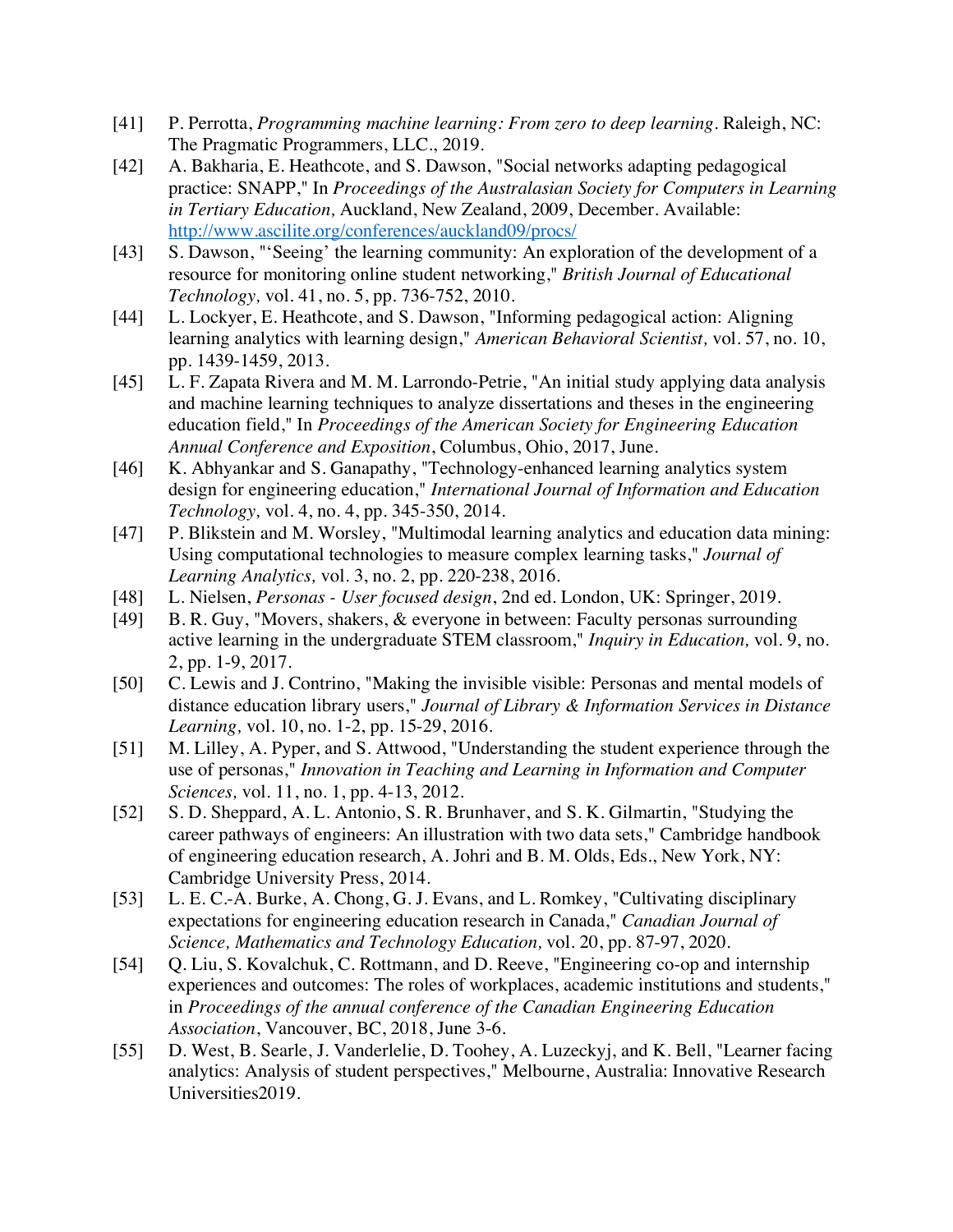[41] P. Perrotta, *Programming machine learning: From zero to deep learning*. Raleigh, NC: The Pragmatic Programmers, LLC., 2019.

[42] A. Bakharia, E. Heathcote, and S. Dawson, "Social networks adapting pedagogical practice: SNAPP," In *Proceedings of the Australasian Society for Computers in Learning in Tertiary Education,* Auckland, New Zealand, 2009, December. Available: http://www.ascilite.org/conferences/auckland09/procs/

[43] S. Dawson, "'Seeing' the learning community: An exploration of the development of a resource for monitoring online student networking," *British Journal of Educational Technology,* vol. 41, no. 5, pp. 736-752, 2010.

[44] L. Lockyer, E. Heathcote, and S. Dawson, "Informing pedagogical action: Aligning learning analytics with learning design," *American Behavioral Scientist,* vol. 57, no. 10, pp. 1439-1459, 2013.

[45] L. F. Zapata Rivera and M. M. Larrondo-Petrie, "An initial study applying data analysis and machine learning techniques to analyze dissertations and theses in the engineering education field," In *Proceedings of the American Society for Engineering Education Annual Conference and Exposition*, Columbus, Ohio, 2017, June.

[46] K. Abhyankar and S. Ganapathy, "Technology-enhanced learning analytics system design for engineering education," *International Journal of Information and Education Technology,* vol. 4, no. 4, pp. 345-350, 2014.

[47] P. Blikstein and M. Worsley, "Multimodal learning analytics and education data mining: Using computational technologies to measure complex learning tasks," *Journal of Learning Analytics,* vol. 3, no. 2, pp. 220-238, 2016.

[48] L. Nielsen, *Personas - User focused design*, 2nd ed. London, UK: Springer, 2019.

[49] B. R. Guy, "Movers, shakers, & everyone in between: Faculty personas surrounding active learning in the undergraduate STEM classroom," *Inquiry in Education,* vol. 9, no. 2, pp. 1-9, 2017.

[50] C. Lewis and J. Contrino, "Making the invisible visible: Personas and mental models of distance education library users," *Journal of Library & Information Services in Distance Learning,* vol. 10, no. 1-2, pp. 15-29, 2016.

[51] M. Lilley, A. Pyper, and S. Attwood, "Understanding the student experience through the use of personas," *Innovation in Teaching and Learning in Information and Computer Sciences,* vol. 11, no. 1, pp. 4-13, 2012.

[52] S. D. Sheppard, A. L. Antonio, S. R. Brunhaver, and S. K. Gilmartin, "Studying the career pathways of engineers: An illustration with two data sets," Cambridge handbook of engineering education research, A. Johri and B. M. Olds, Eds., New York, NY: Cambridge University Press, 2014.

[53] L. E. C.-A. Burke, A. Chong, G. J. Evans, and L. Romkey, "Cultivating disciplinary expectations for engineering education research in Canada," *Canadian Journal of Science, Mathematics and Technology Education,* vol. 20, pp. 87-97, 2020.

[54] Q. Liu, S. Kovalchuk, C. Rottmann, and D. Reeve, "Engineering co-op and internship experiences and outcomes: The roles of workplaces, academic institutions and students," in *Proceedings of the annual conference of the Canadian Engineering Education Association*, Vancouver, BC, 2018, June 3-6.

[55] D. West, B. Searle, J. Vanderlelie, D. Toohey, A. Luzeckyj, and K. Bell, "Learner facing analytics: Analysis of student perspectives," Melbourne, Australia: Innovative Research Universities2019.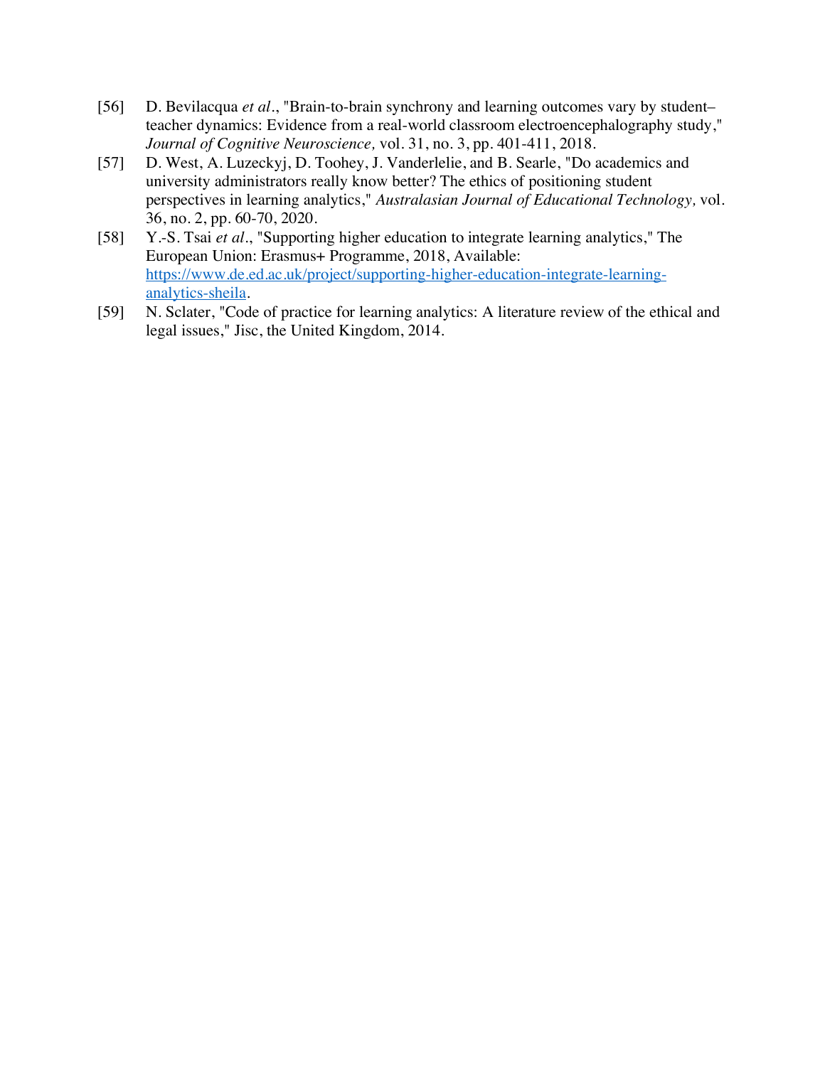[56] D. Bevilacqua *et al*., "Brain-to-brain synchrony and learning outcomes vary by student–teacher dynamics: Evidence from a real-world classroom electroencephalography study," *Journal of Cognitive Neuroscience,* vol. 31, no. 3, pp. 401-411, 2018.

[57] D. West, A. Luzeckyj, D. Toohey, J. Vanderlelie, and B. Searle, "Do academics and university administrators really know better? The ethics of positioning student perspectives in learning analytics," *Australasian Journal of Educational Technology,* vol. 36, no. 2, pp. 60-70, 2020.

[58] Y.-S. Tsai *et al*., "Supporting higher education to integrate learning analytics," The European Union: Erasmus+ Programme, 2018, Available: [https://www.de.ed.ac.uk/project/supporting-higher-education-integrate-learning-analytics-sheila](https://www.de.ed.ac.uk/project/supporting-higher-education-integrate-learning-analytics-sheila).

[59] N. Sclater, "Code of practice for learning analytics: A literature review of the ethical and legal issues," Jisc, the United Kingdom, 2014.